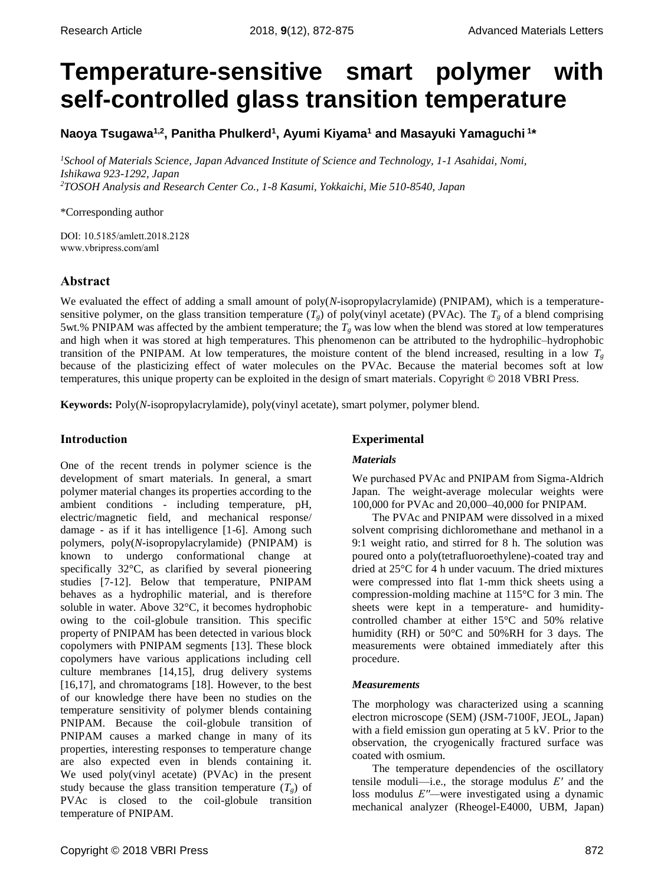# Temperature-sensitive smart polymer with self-controlled glass transition temperature

**Naoya Tsugawa[1,2], Panitha Phulkerd[1], Ayumi Kiyama[1] and Masayuki Yamaguchi[1]***

[1]*School of Materials Science, Japan Advanced Institute of Science and Technology, 1-1 Asahidai, Nomi, Ishikawa 923-1292, Japan*
[2]*TOSOH Analysis and Research Center Co., 1-8 Kasumi, Yokkaichi, Mie 510-8540, Japan*

*Corresponding author

DOI: 10.5185/amlett.2018.2128
www.vbripress.com/aml

## Abstract

We evaluated the effect of adding a small amount of poly(*N*-isopropylacrylamide) (PNIPAM), which is a temperature-sensitive polymer, on the glass transition temperature ($T_g$) of poly(vinyl acetate) (PVAc). The $T_g$ of a blend comprising 5wt.% PNIPAM was affected by the ambient temperature; the $T_g$ was low when the blend was stored at low temperatures and high when it was stored at high temperatures. This phenomenon can be attributed to the hydrophilic–hydrophobic transition of the PNIPAM. At low temperatures, the moisture content of the blend increased, resulting in a low $T_g$ because of the plasticizing effect of water molecules on the PVAc. Because the material becomes soft at low temperatures, this unique property can be exploited in the design of smart materials. Copyright © 2018 VBRI Press.

**Keywords:** Poly(*N*-isopropylacrylamide), poly(vinyl acetate), smart polymer, polymer blend.

## Introduction

One of the recent trends in polymer science is the development of smart materials. In general, a smart polymer material changes its properties according to the ambient conditions - including temperature, pH, electric/magnetic field, and mechanical response/ damage - as if it has intelligence [1-6]. Among such polymers, poly(*N*-isopropylacrylamide) (PNIPAM) is known to undergo conformational change at specifically 32°C, as clarified by several pioneering studies [7-12]. Below that temperature, PNIPAM behaves as a hydrophilic material, and is therefore soluble in water. Above 32°C, it becomes hydrophobic owing to the coil-globule transition. This specific property of PNIPAM has been detected in various block copolymers with PNIPAM segments [13]. These block copolymers have various applications including cell culture membranes [14,15], drug delivery systems [16,17], and chromatograms [18]. However, to the best of our knowledge there have been no studies on the temperature sensitivity of polymer blends containing PNIPAM. Because the coil-globule transition of PNIPAM causes a marked change in many of its properties, interesting responses to temperature change are also expected even in blends containing it. We used poly(vinyl acetate) (PVAc) in the present study because the glass transition temperature ($T_g$) of PVAc is closed to the coil-globule transition temperature of PNIPAM.

## Experimental

### *Materials*

We purchased PVAc and PNIPAM from Sigma-Aldrich Japan. The weight-average molecular weights were 100,000 for PVAc and 20,000–40,000 for PNIPAM.

The PVAc and PNIPAM were dissolved in a mixed solvent comprising dichloromethane and methanol in a 9:1 weight ratio, and stirred for 8 h. The solution was poured onto a poly(tetrafluoroethylene)-coated tray and dried at 25°C for 4 h under vacuum. The dried mixtures were compressed into flat 1-mm thick sheets using a compression-molding machine at 115°C for 3 min. The sheets were kept in a temperature- and humidity-controlled chamber at either 15°C and 50% relative humidity (RH) or 50°C and 50%RH for 3 days. The measurements were obtained immediately after this procedure.

### *Measurements*

The morphology was characterized using a scanning electron microscope (SEM) (JSM-7100F, JEOL, Japan) with a field emission gun operating at 5 kV. Prior to the observation, the cryogenically fractured surface was coated with osmium.

The temperature dependencies of the oscillatory tensile moduli—i.e., the storage modulus $E'$ and the loss modulus $E''$—were investigated using a dynamic mechanical analyzer (Rheogel-E4000, UBM, Japan)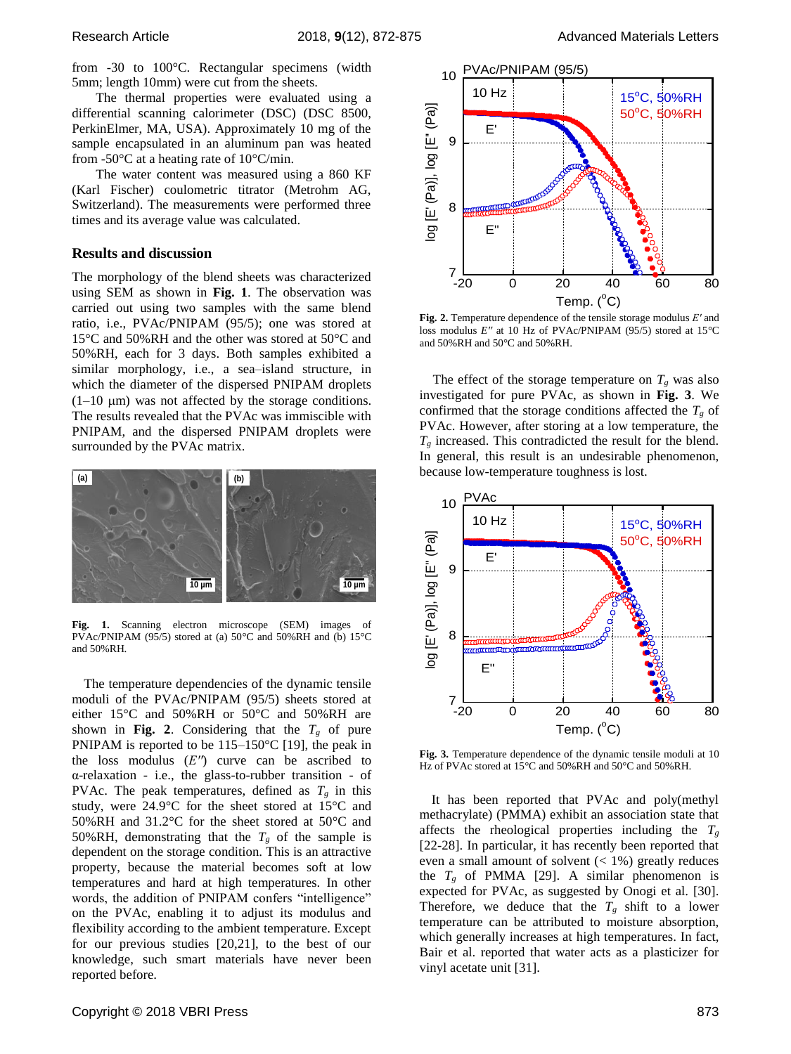from -30 to 100°C. Rectangular specimens (width 5mm; length 10mm) were cut from the sheets.

The thermal properties were evaluated using a differential scanning calorimeter (DSC) (DSC 8500, PerkinElmer, MA, USA). Approximately 10 mg of the sample encapsulated in an aluminum pan was heated from -50°C at a heating rate of 10°C/min.

The water content was measured using a 860 KF (Karl Fischer) coulometric titrator (Metrohm AG, Switzerland). The measurements were performed three times and its average value was calculated.

## Results and discussion

The morphology of the blend sheets was characterized using SEM as shown in **Fig. 1**. The observation was carried out using two samples with the same blend ratio, i.e., PVAc/PNIPAM (95/5); one was stored at 15°C and 50%RH and the other was stored at 50°C and 50%RH, each for 3 days. Both samples exhibited a similar morphology, i.e., a sea–island structure, in which the diameter of the dispersed PNIPAM droplets (1–10 μm) was not affected by the storage conditions. The results revealed that the PVAc was immiscible with PNIPAM, and the dispersed PNIPAM droplets were surrounded by the PVAc matrix.

**Fig. 1.** Scanning electron microscope (SEM) images of PVAc/PNIPAM (95/5) stored at (a) 50°C and 50%RH and (b) 15°C and 50%RH.

The temperature dependencies of the dynamic tensile moduli of the PVAc/PNIPAM (95/5) sheets stored at either 15°C and 50%RH or 50°C and 50%RH are shown in **Fig. 2**. Considering that the $T_g$ of pure PNIPAM is reported to be 115–150°C [19], the peak in the loss modulus ($E''$) curve can be ascribed to α-relaxation - i.e., the glass-to-rubber transition - of PVAc. The peak temperatures, defined as $T_g$ in this study, were 24.9°C for the sheet stored at 15°C and 50%RH and 31.2°C for the sheet stored at 50°C and 50%RH, demonstrating that the $T_g$ of the sample is dependent on the storage condition. This is an attractive property, because the material becomes soft at low temperatures and hard at high temperatures. In other words, the addition of PNIPAM confers "intelligence" on the PVAc, enabling it to adjust its modulus and flexibility according to the ambient temperature. Except for our previous studies [20,21], to the best of our knowledge, such smart materials have never been reported before.

**Fig. 2.** Temperature dependence of the tensile storage modulus $E'$ and loss modulus $E''$ at 10 Hz of PVAc/PNIPAM (95/5) stored at 15°C and 50%RH and 50°C and 50%RH.

The effect of the storage temperature on $T_g$ was also investigated for pure PVAc, as shown in **Fig. 3**. We confirmed that the storage conditions affected the $T_g$ of PVAc. However, after storing at a low temperature, the $T_g$ increased. This contradicted the result for the blend. In general, this result is an undesirable phenomenon, because low-temperature toughness is lost.

**Fig. 3.** Temperature dependence of the dynamic tensile moduli at 10 Hz of PVAc stored at 15°C and 50%RH and 50°C and 50%RH.

It has been reported that PVAc and poly(methyl methacrylate) (PMMA) exhibit an association state that affects the rheological properties including the $T_g$ [22-28]. In particular, it has recently been reported that even a small amount of solvent (< 1%) greatly reduces the $T_g$ of PMMA [29]. A similar phenomenon is expected for PVAc, as suggested by Onogi et al. [30]. Therefore, we deduce that the $T_g$ shift to a lower temperature can be attributed to moisture absorption, which generally increases at high temperatures. In fact, Bair et al. reported that water acts as a plasticizer for vinyl acetate unit [31].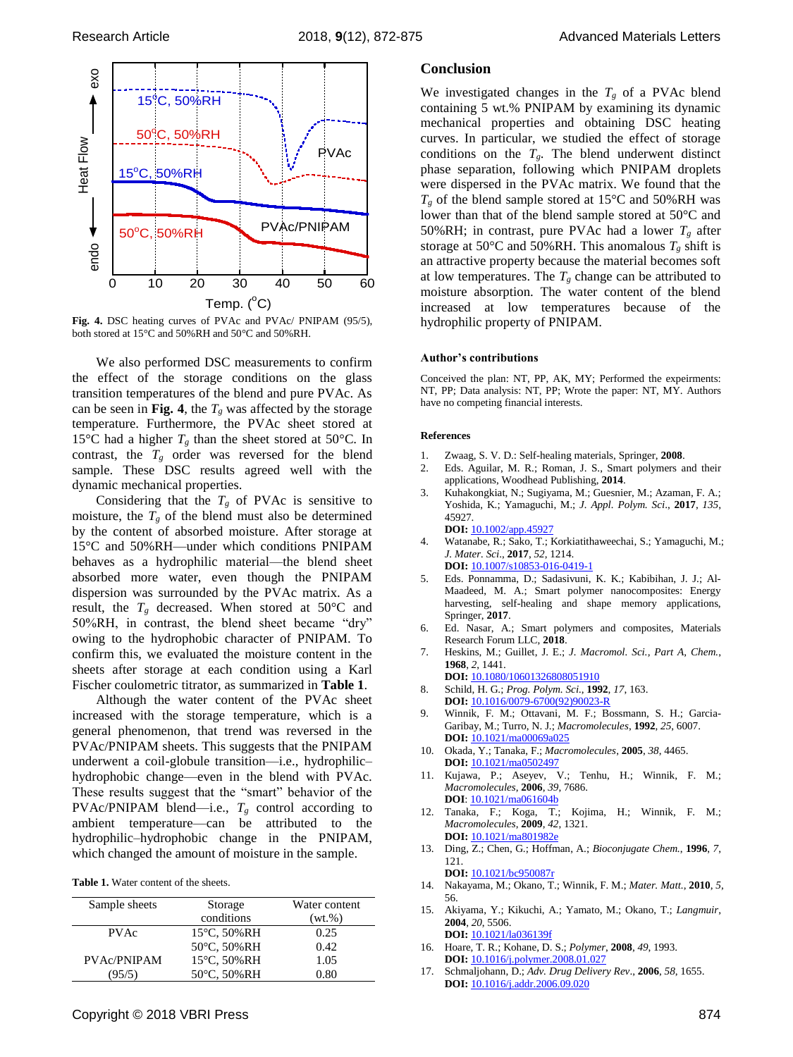Fig. 4. DSC heating curves of PVAc and PVAc/ PNIPAM (95/5), both stored at 15°C and 50%RH and 50°C and 50%RH.

We also performed DSC measurements to confirm the effect of the storage conditions on the glass transition temperatures of the blend and pure PVAc. As can be seen in **Fig. 4**, the $T_g$ was affected by the storage temperature. Furthermore, the PVAc sheet stored at 15°C had a higher $T_g$ than the sheet stored at 50°C. In contrast, the $T_g$ order was reversed for the blend sample. These DSC results agreed well with the dynamic mechanical properties.

Considering that the $T_g$ of PVAc is sensitive to moisture, the $T_g$ of the blend must also be determined by the content of absorbed moisture. After storage at 15°C and 50%RH—under which conditions PNIPAM behaves as a hydrophilic material—the blend sheet absorbed more water, even though the PNIPAM dispersion was surrounded by the PVAc matrix. As a result, the $T_g$ decreased. When stored at 50°C and 50%RH, in contrast, the blend sheet became "dry" owing to the hydrophobic character of PNIPAM. To confirm this, we evaluated the moisture content in the sheets after storage at each condition using a Karl Fischer coulometric titrator, as summarized in **Table 1**.

Although the water content of the PVAc sheet increased with the storage temperature, which is a general phenomenon, that trend was reversed in the PVAc/PNIPAM sheets. This suggests that the PNIPAM underwent a coil-globule transition—i.e., hydrophilic–hydrophobic change—even in the blend with PVAc. These results suggest that the "smart" behavior of the PVAc/PNIPAM blend—i.e., $T_g$ control according to ambient temperature—can be attributed to the hydrophilic–hydrophobic change in the PNIPAM, which changed the amount of moisture in the sample.

**Table 1.** Water content of the sheets.

| Sample sheets | Storage conditions | Water content (wt.%) |
|---|---|---|
| PVAc | 15°C, 50%RH | 0.25 |
| | 50°C, 50%RH | 0.42 |
| PVAc/PNIPAM (95/5) | 15°C, 50%RH | 1.05 |
| | 50°C, 50%RH | 0.80 |

## Conclusion

We investigated changes in the $T_g$ of a PVAc blend containing 5 wt.% PNIPAM by examining its dynamic mechanical properties and obtaining DSC heating curves. In particular, we studied the effect of storage conditions on the $T_g$. The blend underwent distinct phase separation, following which PNIPAM droplets were dispersed in the PVAc matrix. We found that the $T_g$ of the blend sample stored at 15°C and 50%RH was lower than that of the blend sample stored at 50°C and 50%RH; in contrast, pure PVAc had a lower $T_g$ after storage at 50°C and 50%RH. This anomalous $T_g$ shift is an attractive property because the material becomes soft at low temperatures. The $T_g$ change can be attributed to moisture absorption. The water content of the blend increased at low temperatures because of the hydrophilic property of PNIPAM.

### Author's contributions

Conceived the plan: NT, PP, AK, MY; Performed the expeirments: NT, PP; Data analysis: NT, PP; Wrote the paper: NT, MY. Authors have no competing financial interests.

### References

1. Zwaag, S. V. D.: Self-healing materials, Springer, **2008**.
2. Eds. Aguilar, M. R.; Roman, J. S., Smart polymers and their applications, Woodhead Publishing, **2014**.
3. Kuhakongkiat, N.; Sugiyama, M.; Guesnier, M.; Azaman, F. A.; Yoshida, K.; Yamaguchi, M.; *J. Appl. Polym. Sci*., **2017**, *135*, 45927.
   **DOI:** 10.1002/app.45927
4. Watanabe, R.; Sako, T.; Korkiatithaweechai, S.; Yamaguchi, M.; *J. Mater. Sci*., **2017**, *52*, 1214.
   **DOI:** 10.1007/s10853-016-0419-1
5. Eds. Ponnamma, D.; Sadasivuni, K. K.; Kabibihan, J. J.; Al-Maadeed, M. A.; Smart polymer nanocomposites: Energy harvesting, self-healing and shape memory applications, Springer, **2017**.
6. Ed. Nasar, A.; Smart polymers and composites, Materials Research Forum LLC, **2018**.
7. Heskins, M.; Guillet, J. E.; *J. Macromol. Sci., Part A, Chem.*, **1968**, *2*, 1441.
   **DOI:** 10.1080/10601326808051910
8. Schild, H. G.; *Prog. Polym. Sci*., **1992**, *17*, 163.
   **DOI:** 10.1016/0079-6700(92)90023-R
9. Winnik, F. M.; Ottavani, M. F.; Bossmann, S. H.; Garcia-Garibay, M.; Turro, N. J.; *Macromolecules*, **1992**, *25*, 6007.
   **DOI:** 10.1021/ma00069a025
10. Okada, Y.; Tanaka, F.; *Macromolecules*, **2005**, *38*, 4465.
    **DOI:** 10.1021/ma0502497
11. Kujawa, P.; Aseyev, V.; Tenhu, H.; Winnik, F. M.; *Macromolecules*, **2006**, *39*, 7686.
    **DOI**: 10.1021/ma061604b
12. Tanaka, F.; Koga, T.; Kojima, H.; Winnik, F. M.; *Macromolecules*, **2009**, *42*, 1321.
    **DOI:** 10.1021/ma801982e
13. Ding, Z.; Chen, G.; Hoffman, A.; *Bioconjugate Chem.*, **1996**, *7*, 121.
    **DOI:** 10.1021/bc950087r
14. Nakayama, M.; Okano, T.; Winnik, F. M.; *Mater. Matt.*, **2010**, *5*, 56.
15. Akiyama, Y.; Kikuchi, A.; Yamato, M.; Okano, T.; *Langmuir*, **2004**, *20*, 5506.
    **DOI:** 10.1021/la036139f
16. Hoare, T. R.; Kohane, D. S.; *Polymer*, **2008**, *49*, 1993.
    **DOI:** 10.1016/j.polymer.2008.01.027
17. Schmaljohann, D.; *Adv. Drug Delivery Rev*., **2006**, *58*, 1655.
    **DOI:** 10.1016/j.addr.2006.09.020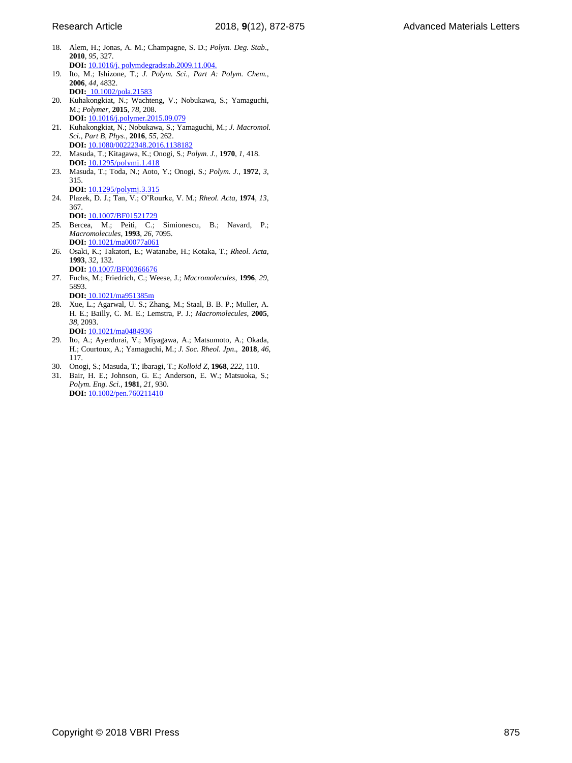18. Alem, H.; Jonas, A. M.; Champagne, S. D.; *Polym. Deg. Stab.*, **2010**, *95*, 327.
    **DOI:** 10.1016/j. polymdegradstab.2009.11.004.
19. Ito, M.; Ishizone, T.; *J. Polym. Sci., Part A: Polym. Chem.*, **2006**, *44*, 4832.
    **DOI:** 10.1002/pola.21583
20. Kuhakongkiat, N.; Wachteng, V.; Nobukawa, S.; Yamaguchi, M.; *Polymer*, **2015**, *78*, 208.
    **DOI:** 10.1016/j.polymer.2015.09.079
21. Kuhakongkiat, N.; Nobukawa, S.; Yamaguchi, M.; *J. Macromol. Sci., Part B, Phys.*, **2016**, *55*, 262.
    **DOI:** 10.1080/00222348.2016.1138182
22. Masuda, T.; Kitagawa, K.; Onogi, S.; *Polym. J.*, **1970**, *1*, 418.
    **DOI:** 10.1295/polymj.1.418
23. Masuda, T.; Toda, N.; Aoto, Y.; Onogi, S.; *Polym. J.*, **1972**, *3*, 315.
    **DOI:** 10.1295/polymj.3.315
24. Plazek, D. J.; Tan, V.; O'Rourke, V. M.; *Rheol. Acta*, **1974**, *13*, 367.
    **DOI:** 10.1007/BF01521729
25. Bercea, M.; Peiti, C.; Simionescu, B.; Navard, P.; *Macromolecules*, **1993**, *26*, 7095.
    **DOI:** 10.1021/ma00077a061
26. Osaki, K.; Takatori, E.; Watanabe, H.; Kotaka, T.; *Rheol. Acta*, **1993**, *32*, 132.
    **DOI:** 10.1007/BF00366676
27. Fuchs, M.; Friedrich, C.; Weese, J.; *Macromolecules*, **1996**, *29*, 5893.
    **DOI:** 10.1021/ma951385m
28. Xue, L.; Agarwal, U. S.; Zhang, M.; Staal, B. B. P.; Muller, A. H. E.; Bailly, C. M. E.; Lemstra, P. J.; *Macromolecules*, **2005**, *38*, 2093.
    **DOI:** 10.1021/ma0484936
29. Ito, A.; Ayerdurai, V.; Miyagawa, A.; Matsumoto, A.; Okada, H.; Courtoux, A.; Yamaguchi, M.; *J. Soc. Rheol. Jpn*., **2018**, *46*, 117.
30. Onogi, S.; Masuda, T.; Ibaragi, T.; *Kolloid Z*, **1968**, *222*, 110.
31. Bair, H. E.; Johnson, G. E.; Anderson, E. W.; Matsuoka, S.; *Polym. Eng. Sci.*, **1981**, *21*, 930.
    **DOI:** 10.1002/pen.760211410